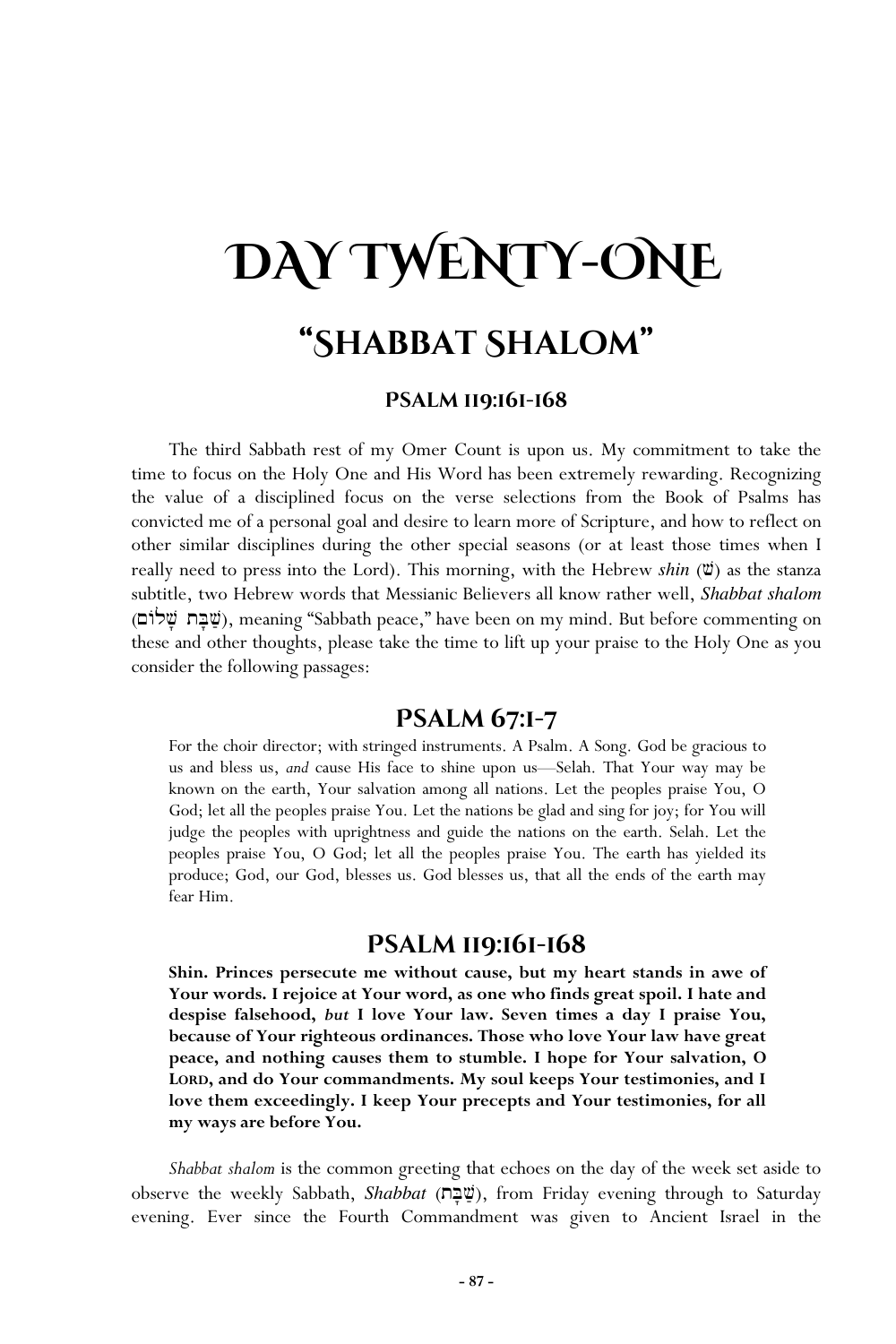# DAY TWENTY-ONE

## "SHABBAT SHALOM"

### PSALM 119:161-168

The third Sabbath rest of my Omer Count is upon us. My commitment to take the time to focus on the Holy One and His Word has been extremely rewarding. Recognizing the value of a disciplined focus on the verse selections from the Book of Psalms has convicted me of a personal goal and desire to learn more of Scripture, and how to reflect on other similar disciplines during the other special seasons (or at least those times when I really need to press into the Lord). This morning, with the Hebrew *shin* (שׁ) as the stanza subtitle, two Hebrew words that Messianic Believers all know rather well, *Shabbat shalom* (שַׁבָּת שָׁלוֹם), meaning "Sabbath peace," have been on my mind. But before commenting on these and other thoughts, please take the time to lift up your praise to the Holy One as you consider the following passages:

## PSALM 67:1-7

For the choir director; with stringed instruments. A Psalm. A Song. God be gracious to us and bless us, *and* cause His face to shine upon us—Selah. That Your way may be known on the earth, Your salvation among all nations. Let the peoples praise You, O God; let all the peoples praise You. Let the nations be glad and sing for joy; for You will judge the peoples with uprightness and guide the nations on the earth. Selah. Let the peoples praise You, O God; let all the peoples praise You. The earth has yielded its produce; God, our God, blesses us. God blesses us, that all the ends of the earth may fear Him.

## PSALM 119:161-168

**Shin. Princes persecute me without cause, but my heart stands in awe of Your words. I rejoice at Your word, as one who finds great spoil. I hate and despise falsehood, *but* I love Your law. Seven times a day I praise You, because of Your righteous ordinances. Those who love Your law have great peace, and nothing causes them to stumble. I hope for Your salvation, O LORD, and do Your commandments. My soul keeps Your testimonies, and I love them exceedingly. I keep Your precepts and Your testimonies, for all my ways are before You.**

*Shabbat shalom* is the common greeting that echoes on the day of the week set aside to observe the weekly Sabbath, *Shabbat* (שַׁבָּת), from Friday evening through to Saturday evening. Ever since the Fourth Commandment was given to Ancient Israel in the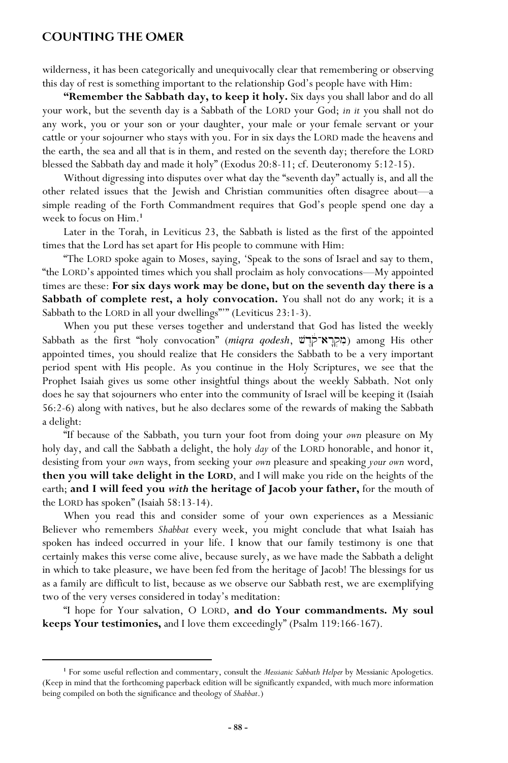wilderness, it has been categorically and unequivocally clear that remembering or observing this day of rest is something important to the relationship God's people have with Him:

**"Remember the Sabbath day, to keep it holy.** Six days you shall labor and do all your work, but the seventh day is a Sabbath of the LORD your God; *in it* you shall not do any work, you or your son or your daughter, your male or your female servant or your cattle or your sojourner who stays with you. For in six days the LORD made the heavens and the earth, the sea and all that is in them, and rested on the seventh day; therefore the LORD blessed the Sabbath day and made it holy" (Exodus 20:8-11; cf. Deuteronomy 5:12-15).

Without digressing into disputes over what day the "seventh day" actually is, and all the other related issues that the Jewish and Christian communities often disagree about—a simple reading of the Forth Commandment requires that God's people spend one day a week to focus on Him.[1]

Later in the Torah, in Leviticus 23, the Sabbath is listed as the first of the appointed times that the Lord has set apart for His people to commune with Him:

"The LORD spoke again to Moses, saying, 'Speak to the sons of Israel and say to them, "the LORD's appointed times which you shall proclaim as holy convocations—My appointed times are these: **For six days work may be done, but on the seventh day there is a Sabbath of complete rest, a holy convocation.** You shall not do any work; it is a Sabbath to the LORD in all your dwellings"'" (Leviticus 23:1-3).

When you put these verses together and understand that God has listed the weekly Sabbath as the first "holy convocation" (*miqra qodesh*, מִקְרָא־קֹדֶשׁ) among His other appointed times, you should realize that He considers the Sabbath to be a very important period spent with His people. As you continue in the Holy Scriptures, we see that the Prophet Isaiah gives us some other insightful things about the weekly Sabbath. Not only does he say that sojourners who enter into the community of Israel will be keeping it (Isaiah 56:2-6) along with natives, but he also declares some of the rewards of making the Sabbath a delight:

"If because of the Sabbath, you turn your foot from doing your *own* pleasure on My holy day, and call the Sabbath a delight, the holy *day* of the LORD honorable, and honor it, desisting from your *own* ways, from seeking your *own* pleasure and speaking *your own* word, **then you will take delight in the LORD**, and I will make you ride on the heights of the earth; **and I will feed you *with* the heritage of Jacob your father,** for the mouth of the LORD has spoken" (Isaiah 58:13-14).

When you read this and consider some of your own experiences as a Messianic Believer who remembers *Shabbat* every week, you might conclude that what Isaiah has spoken has indeed occurred in your life. I know that our family testimony is one that certainly makes this verse come alive, because surely, as we have made the Sabbath a delight in which to take pleasure, we have been fed from the heritage of Jacob! The blessings for us as a family are difficult to list, because as we observe our Sabbath rest, we are exemplifying two of the very verses considered in today's meditation:

"I hope for Your salvation, O LORD, **and do Your commandments. My soul keeps Your testimonies,** and I love them exceedingly" (Psalm 119:166-167).

---

[1] For some useful reflection and commentary, consult the *Messianic Sabbath Helper* by Messianic Apologetics. (Keep in mind that the forthcoming paperback edition will be significantly expanded, with much more information being compiled on both the significance and theology of *Shabbat*.)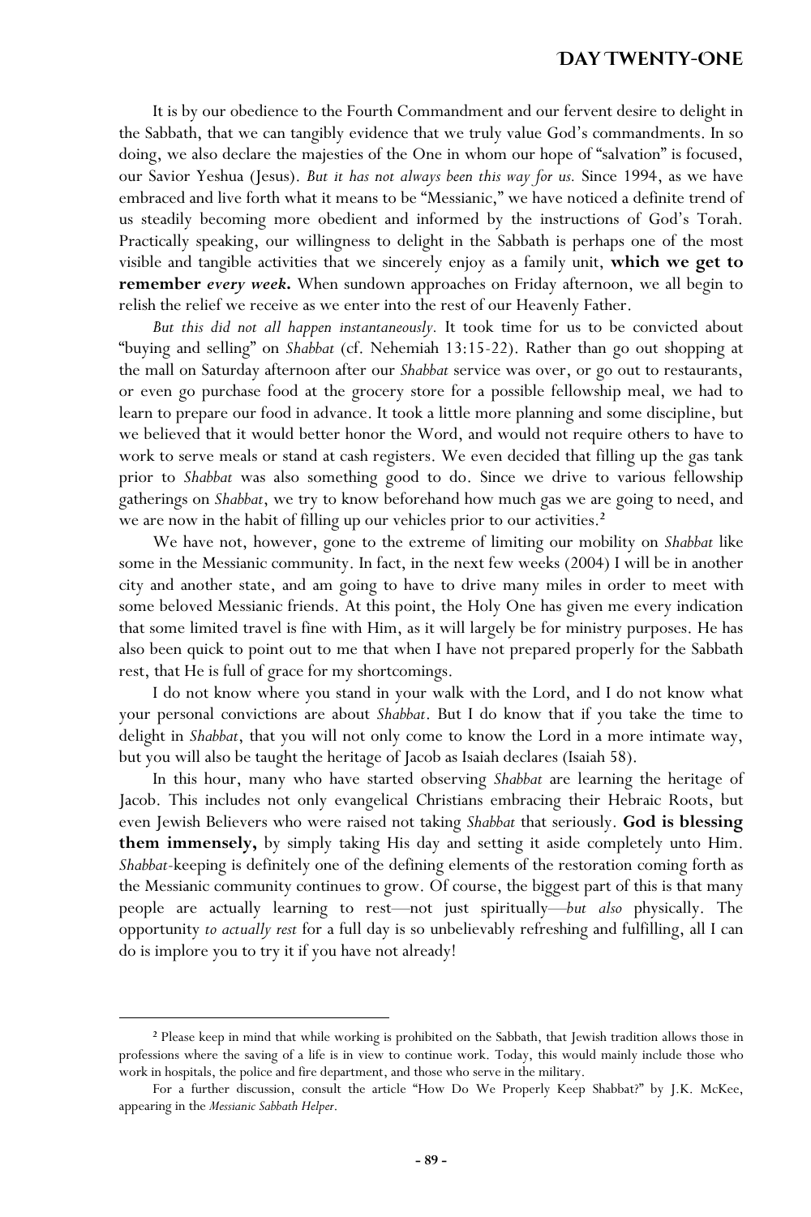It is by our obedience to the Fourth Commandment and our fervent desire to delight in the Sabbath, that we can tangibly evidence that we truly value God's commandments. In so doing, we also declare the majesties of the One in whom our hope of "salvation" is focused, our Savior Yeshua (Jesus). *But it has not always been this way for us.* Since 1994, as we have embraced and live forth what it means to be "Messianic," we have noticed a definite trend of us steadily becoming more obedient and informed by the instructions of God's Torah. Practically speaking, our willingness to delight in the Sabbath is perhaps one of the most visible and tangible activities that we sincerely enjoy as a family unit, **which we get to remember *every week.*** When sundown approaches on Friday afternoon, we all begin to relish the relief we receive as we enter into the rest of our Heavenly Father.

*But this did not all happen instantaneously.* It took time for us to be convicted about "buying and selling" on *Shabbat* (cf. Nehemiah 13:15-22). Rather than go out shopping at the mall on Saturday afternoon after our *Shabbat* service was over, or go out to restaurants, or even go purchase food at the grocery store for a possible fellowship meal, we had to learn to prepare our food in advance. It took a little more planning and some discipline, but we believed that it would better honor the Word, and would not require others to have to work to serve meals or stand at cash registers. We even decided that filling up the gas tank prior to *Shabbat* was also something good to do. Since we drive to various fellowship gatherings on *Shabbat*, we try to know beforehand how much gas we are going to need, and we are now in the habit of filling up our vehicles prior to our activities.[2]

We have not, however, gone to the extreme of limiting our mobility on *Shabbat* like some in the Messianic community. In fact, in the next few weeks (2004) I will be in another city and another state, and am going to have to drive many miles in order to meet with some beloved Messianic friends. At this point, the Holy One has given me every indication that some limited travel is fine with Him, as it will largely be for ministry purposes. He has also been quick to point out to me that when I have not prepared properly for the Sabbath rest, that He is full of grace for my shortcomings.

I do not know where you stand in your walk with the Lord, and I do not know what your personal convictions are about *Shabbat*. But I do know that if you take the time to delight in *Shabbat*, that you will not only come to know the Lord in a more intimate way, but you will also be taught the heritage of Jacob as Isaiah declares (Isaiah 58).

In this hour, many who have started observing *Shabbat* are learning the heritage of Jacob. This includes not only evangelical Christians embracing their Hebraic Roots, but even Jewish Believers who were raised not taking *Shabbat* that seriously. **God is blessing them immensely,** by simply taking His day and setting it aside completely unto Him. *Shabbat*-keeping is definitely one of the defining elements of the restoration coming forth as the Messianic community continues to grow. Of course, the biggest part of this is that many people are actually learning to rest—not just spiritually—*but also* physically. The opportunity *to actually rest* for a full day is so unbelievably refreshing and fulfilling, all I can do is implore you to try it if you have not already!

---

[2] Please keep in mind that while working is prohibited on the Sabbath, that Jewish tradition allows those in professions where the saving of a life is in view to continue work. Today, this would mainly include those who work in hospitals, the police and fire department, and those who serve in the military.

For a further discussion, consult the article "How Do We Properly Keep Shabbat?" by J.K. McKee, appearing in the *Messianic Sabbath Helper*.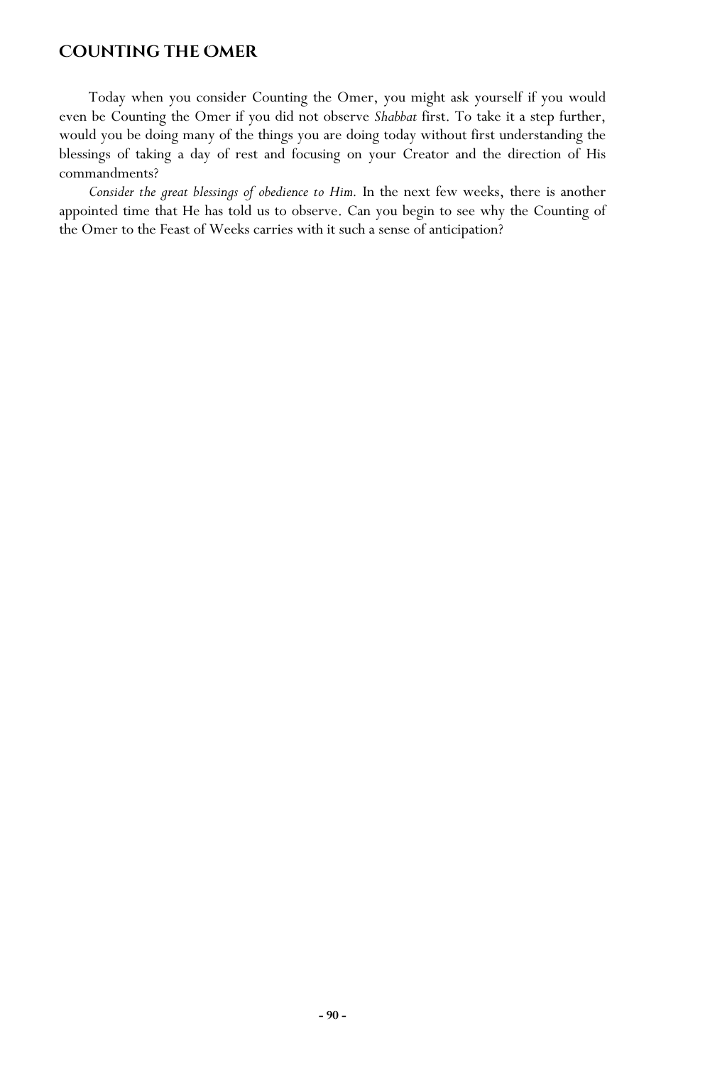## COUNTING THE OMER

Today when you consider Counting the Omer, you might ask yourself if you would even be Counting the Omer if you did not observe *Shabbat* first. To take it a step further, would you be doing many of the things you are doing today without first understanding the blessings of taking a day of rest and focusing on your Creator and the direction of His commandments?

*Consider the great blessings of obedience to Him.* In the next few weeks, there is another appointed time that He has told us to observe. Can you begin to see why the Counting of the Omer to the Feast of Weeks carries with it such a sense of anticipation?